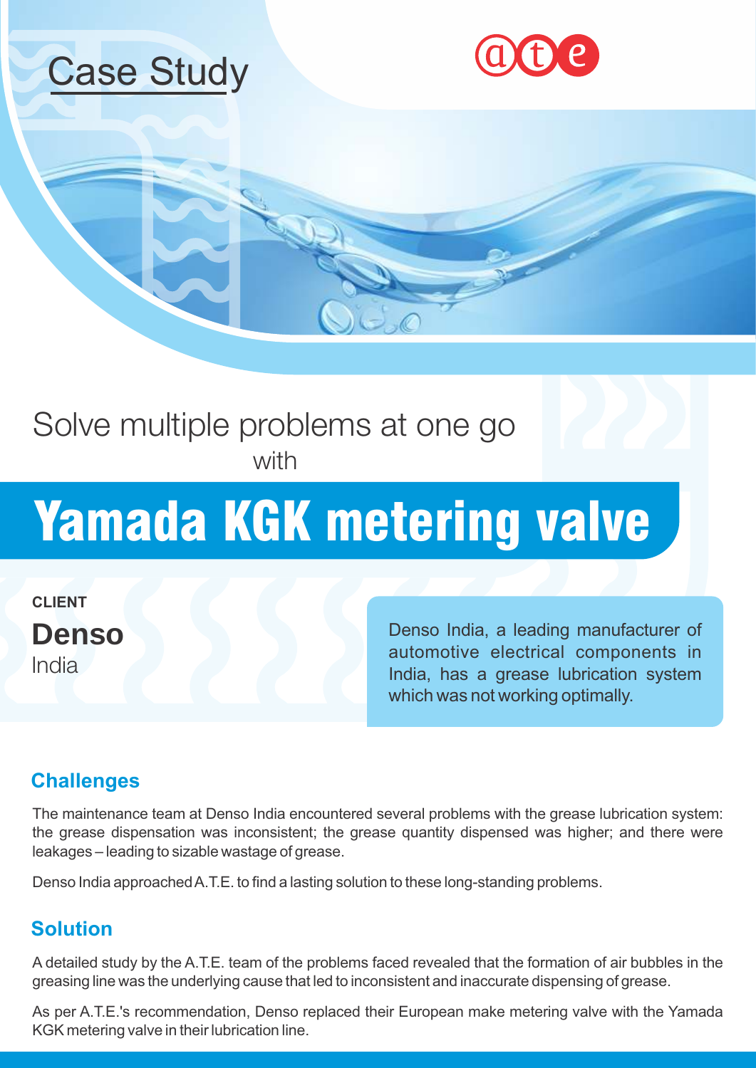# Case Study

ate

Solve multiple problems at one go
with

# Yamada KGK metering valve

**CLIENT**

**Denso**
India

Denso India, a leading manufacturer of automotive electrical components in India, has a grease lubrication system which was not working optimally.

## Challenges

The maintenance team at Denso India encountered several problems with the grease lubrication system: the grease dispensation was inconsistent; the grease quantity dispensed was higher; and there were leakages – leading to sizable wastage of grease.

Denso India approached A.T.E. to find a lasting solution to these long-standing problems.

## Solution

A detailed study by the A.T.E. team of the problems faced revealed that the formation of air bubbles in the greasing line was the underlying cause that led to inconsistent and inaccurate dispensing of grease.

As per A.T.E.'s recommendation, Denso replaced their European make metering valve with the Yamada KGK metering valve in their lubrication line.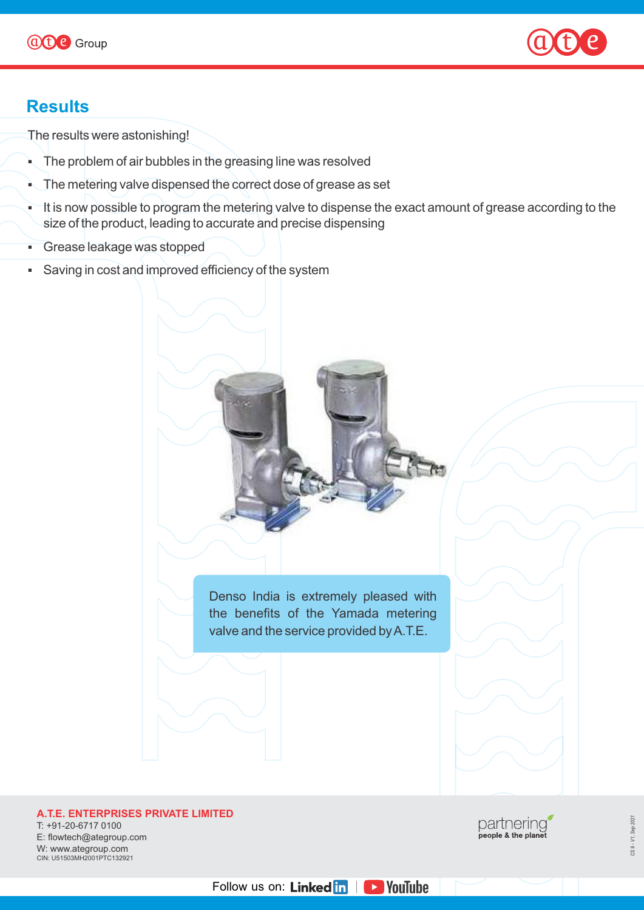## Results

The results were astonishing!

- The problem of air bubbles in the greasing line was resolved
- The metering valve dispensed the correct dose of grease as set
- It is now possible to program the metering valve to dispense the exact amount of grease according to the size of the product, leading to accurate and precise dispensing
- Grease leakage was stopped
- Saving in cost and improved efficiency of the system

Denso India is extremely pleased with the benefits of the Yamada metering valve and the service provided by A.T.E.

**A.T.E. ENTERPRISES PRIVATE LIMITED**
T: +91-20-6717 0100
E: flowtech@ategroup.com
W: www.ategroup.com
CIN: U51503MH2001PTC132921

partnering people & the planet

CS 9 - V1, Sep 2021

Follow us on: LinkedIn | YouTube